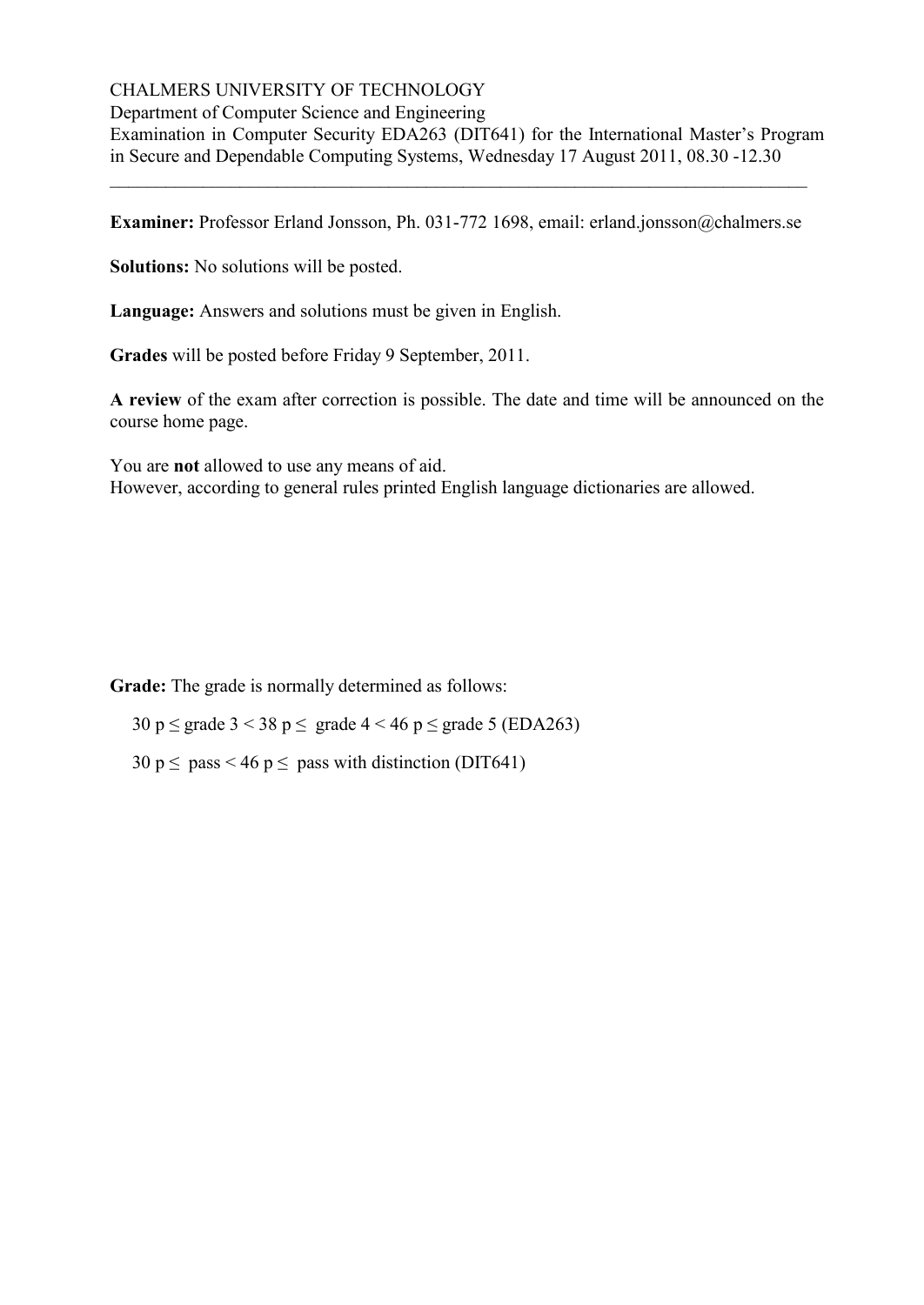CHALMERS UNIVERSITY OF TECHNOLOGY
Department of Computer Science and Engineering
Examination in Computer Security EDA263 (DIT641) for the International Master's Program in Secure and Dependable Computing Systems, Wednesday 17 August 2011, 08.30 -12.30

---

**Examiner:** Professor Erland Jonsson, Ph. 031-772 1698, email: erland.jonsson@chalmers.se

**Solutions:** No solutions will be posted.

**Language:** Answers and solutions must be given in English.

**Grades** will be posted before Friday 9 September, 2011.

**A review** of the exam after correction is possible. The date and time will be announced on the course home page.

You are **not** allowed to use any means of aid.
However, according to general rules printed English language dictionaries are allowed.

**Grade:** The grade is normally determined as follows:

30 p ≤ grade 3 < 38 p ≤ grade 4 < 46 p ≤ grade 5 (EDA263)

30 p ≤ pass < 46 p ≤ pass with distinction (DIT641)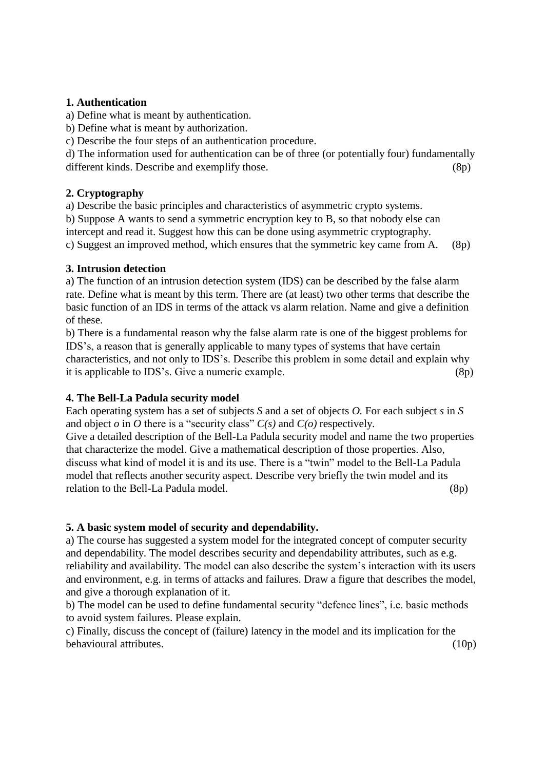**1. Authentication**

a) Define what is meant by authentication.
b) Define what is meant by authorization.
c) Describe the four steps of an authentication procedure.
d) The information used for authentication can be of three (or potentially four) fundamentally different kinds. Describe and exemplify those. (8p)

**2. Cryptography**

a) Describe the basic principles and characteristics of asymmetric crypto systems.
b) Suppose A wants to send a symmetric encryption key to B, so that nobody else can intercept and read it. Suggest how this can be done using asymmetric cryptography.
c) Suggest an improved method, which ensures that the symmetric key came from A. (8p)

**3. Intrusion detection**

a) The function of an intrusion detection system (IDS) can be described by the false alarm rate. Define what is meant by this term. There are (at least) two other terms that describe the basic function of an IDS in terms of the attack vs alarm relation. Name and give a definition of these.
b) There is a fundamental reason why the false alarm rate is one of the biggest problems for IDS's, a reason that is generally applicable to many types of systems that have certain characteristics, and not only to IDS's. Describe this problem in some detail and explain why it is applicable to IDS's. Give a numeric example. (8p)

**4. The Bell-La Padula security model**

Each operating system has a set of subjects *S* and a set of objects *O.* For each subject *s* in *S* and object *o* in *O* there is a "security class" *C(s)* and *C(o)* respectively.
Give a detailed description of the Bell-La Padula security model and name the two properties that characterize the model. Give a mathematical description of those properties. Also, discuss what kind of model it is and its use. There is a "twin" model to the Bell-La Padula model that reflects another security aspect. Describe very briefly the twin model and its relation to the Bell-La Padula model. (8p)

**5. A basic system model of security and dependability.**

a) The course has suggested a system model for the integrated concept of computer security and dependability. The model describes security and dependability attributes, such as e.g. reliability and availability. The model can also describe the system's interaction with its users and environment, e.g. in terms of attacks and failures. Draw a figure that describes the model, and give a thorough explanation of it.
b) The model can be used to define fundamental security "defence lines", i.e. basic methods to avoid system failures. Please explain.
c) Finally, discuss the concept of (failure) latency in the model and its implication for the behavioural attributes. (10p)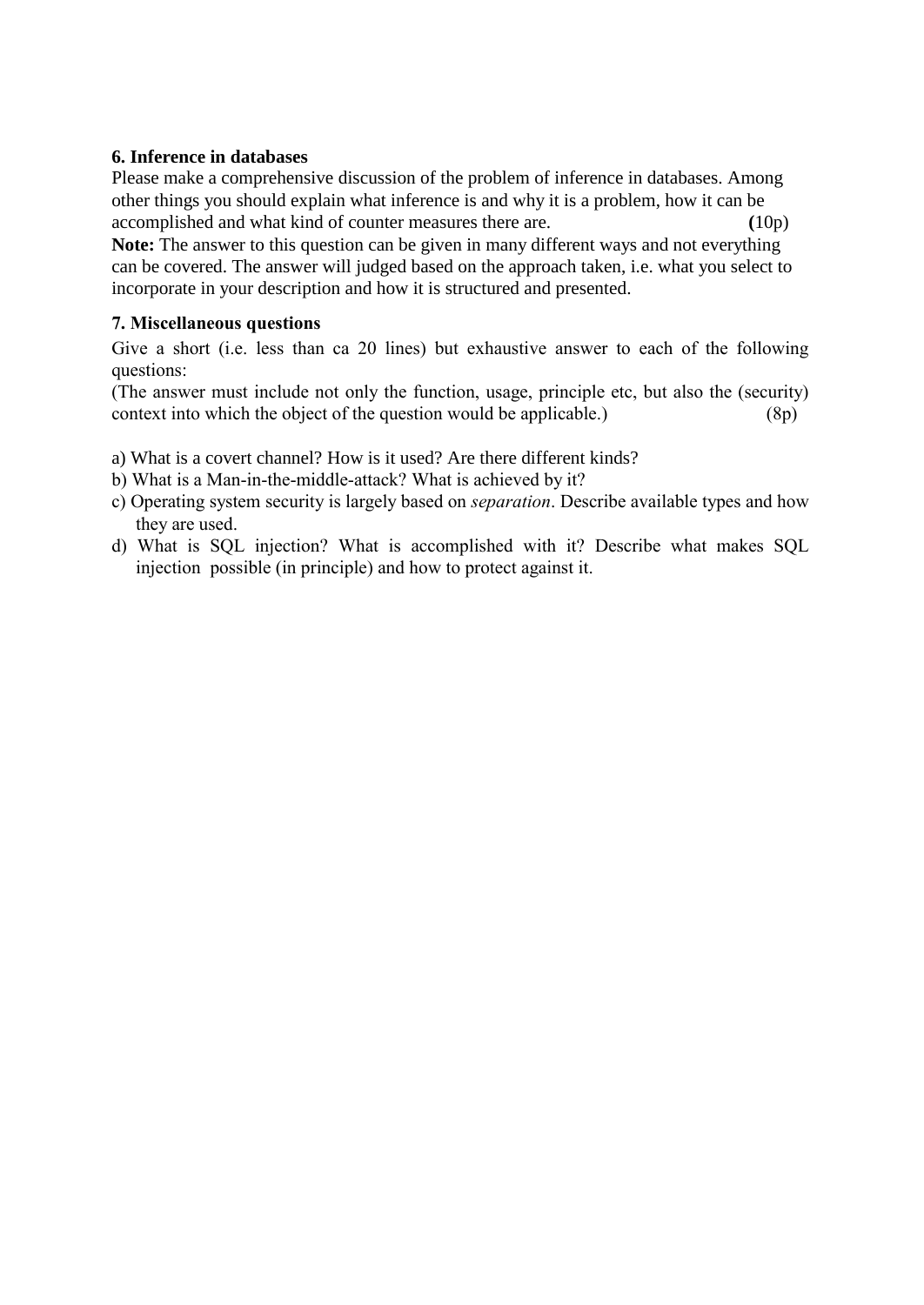**6. Inference in databases**

Please make a comprehensive discussion of the problem of inference in databases. Among other things you should explain what inference is and why it is a problem, how it can be accomplished and what kind of counter measures there are. **(**10p)

**Note:** The answer to this question can be given in many different ways and not everything can be covered. The answer will judged based on the approach taken, i.e. what you select to incorporate in your description and how it is structured and presented.

**7. Miscellaneous questions**

Give a short (i.e. less than ca 20 lines) but exhaustive answer to each of the following questions:

(The answer must include not only the function, usage, principle etc, but also the (security) context into which the object of the question would be applicable.) (8p)

a) What is a covert channel? How is it used? Are there different kinds?

b) What is a Man-in-the-middle-attack? What is achieved by it?

c) Operating system security is largely based on *separation*. Describe available types and how they are used.

d) What is SQL injection? What is accomplished with it? Describe what makes SQL injection possible (in principle) and how to protect against it.